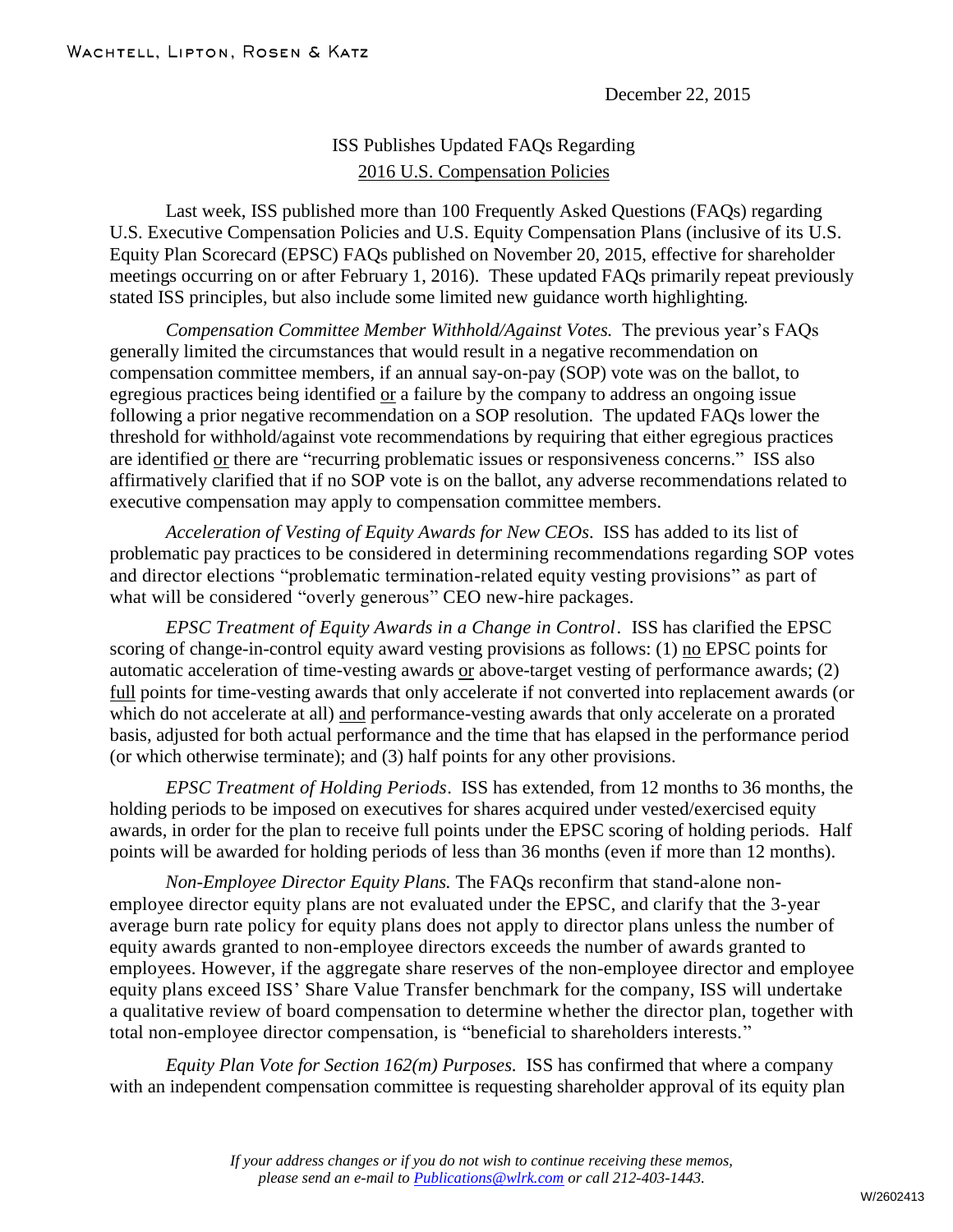WACHTELL, LIPTON, ROSEN & KATZ

December 22, 2015

# ISS Publishes Updated FAQs Regarding 2016 U.S. Compensation Policies

Last week, ISS published more than 100 Frequently Asked Questions (FAQs) regarding U.S. Executive Compensation Policies and U.S. Equity Compensation Plans (inclusive of its U.S. Equity Plan Scorecard (EPSC) FAQs published on November 20, 2015, effective for shareholder meetings occurring on or after February 1, 2016). These updated FAQs primarily repeat previously stated ISS principles, but also include some limited new guidance worth highlighting.

*Compensation Committee Member Withhold/Against Votes.* The previous year's FAQs generally limited the circumstances that would result in a negative recommendation on compensation committee members, if an annual say-on-pay (SOP) vote was on the ballot, to egregious practices being identified or a failure by the company to address an ongoing issue following a prior negative recommendation on a SOP resolution. The updated FAQs lower the threshold for withhold/against vote recommendations by requiring that either egregious practices are identified or there are "recurring problematic issues or responsiveness concerns." ISS also affirmatively clarified that if no SOP vote is on the ballot, any adverse recommendations related to executive compensation may apply to compensation committee members.

*Acceleration of Vesting of Equity Awards for New CEOs.* ISS has added to its list of problematic pay practices to be considered in determining recommendations regarding SOP votes and director elections "problematic termination-related equity vesting provisions" as part of what will be considered "overly generous" CEO new-hire packages.

*EPSC Treatment of Equity Awards in a Change in Control.* ISS has clarified the EPSC scoring of change-in-control equity award vesting provisions as follows: (1) no EPSC points for automatic acceleration of time-vesting awards or above-target vesting of performance awards; (2) full points for time-vesting awards that only accelerate if not converted into replacement awards (or which do not accelerate at all) and performance-vesting awards that only accelerate on a prorated basis, adjusted for both actual performance and the time that has elapsed in the performance period (or which otherwise terminate); and (3) half points for any other provisions.

*EPSC Treatment of Holding Periods.* ISS has extended, from 12 months to 36 months, the holding periods to be imposed on executives for shares acquired under vested/exercised equity awards, in order for the plan to receive full points under the EPSC scoring of holding periods. Half points will be awarded for holding periods of less than 36 months (even if more than 12 months).

*Non-Employee Director Equity Plans.* The FAQs reconfirm that stand-alone non-employee director equity plans are not evaluated under the EPSC, and clarify that the 3-year average burn rate policy for equity plans does not apply to director plans unless the number of equity awards granted to non-employee directors exceeds the number of awards granted to employees. However, if the aggregate share reserves of the non-employee director and employee equity plans exceed ISS' Share Value Transfer benchmark for the company, ISS will undertake a qualitative review of board compensation to determine whether the director plan, together with total non-employee director compensation, is "beneficial to shareholders interests."

*Equity Plan Vote for Section 162(m) Purposes.* ISS has confirmed that where a company with an independent compensation committee is requesting shareholder approval of its equity plan

*If your address changes or if you do not wish to continue receiving these memos, please send an e-mail to [Publications@wlrk.com](mailto:Publications@wlrk.com) or call 212-403-1443.*

W/2602413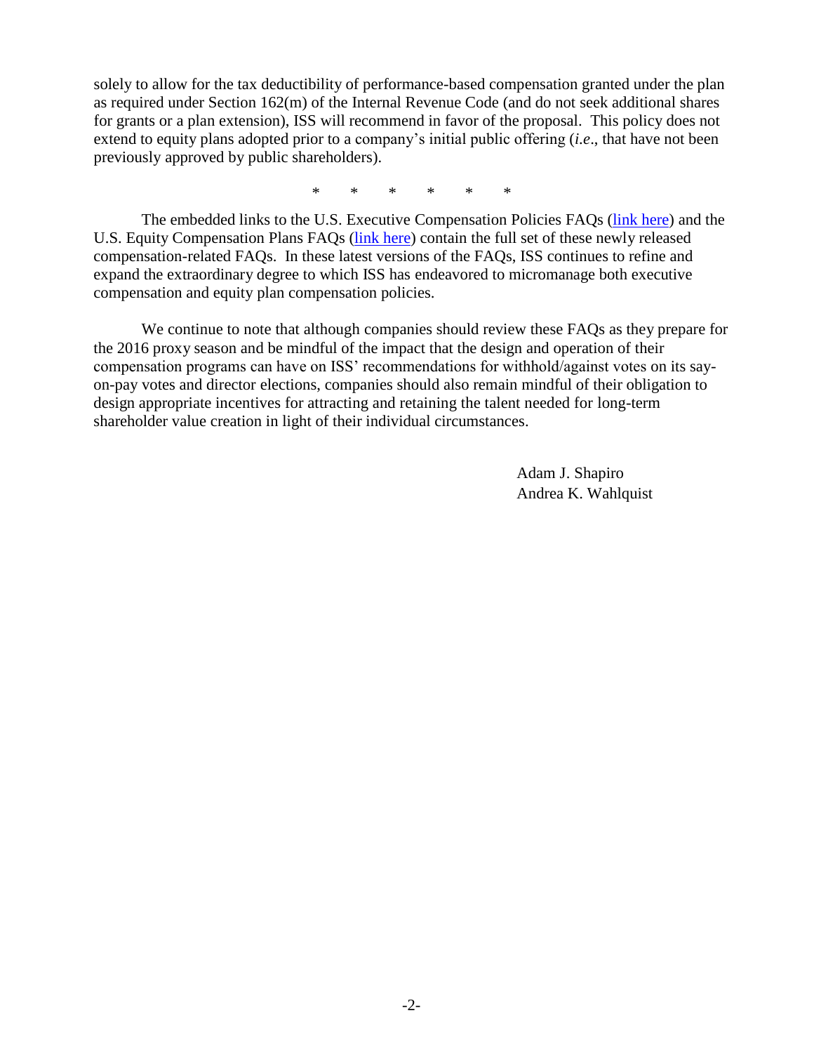solely to allow for the tax deductibility of performance-based compensation granted under the plan as required under Section 162(m) of the Internal Revenue Code (and do not seek additional shares for grants or a plan extension), ISS will recommend in favor of the proposal. This policy does not extend to equity plans adopted prior to a company's initial public offering (*i.e*., that have not been previously approved by public shareholders).

\*     \*     \*     \*     \*     \*

The embedded links to the U.S. Executive Compensation Policies FAQs (link here) and the U.S. Equity Compensation Plans FAQs (link here) contain the full set of these newly released compensation-related FAQs. In these latest versions of the FAQs, ISS continues to refine and expand the extraordinary degree to which ISS has endeavored to micromanage both executive compensation and equity plan compensation policies.

We continue to note that although companies should review these FAQs as they prepare for the 2016 proxy season and be mindful of the impact that the design and operation of their compensation programs can have on ISS' recommendations for withhold/against votes on its say-on-pay votes and director elections, companies should also remain mindful of their obligation to design appropriate incentives for attracting and retaining the talent needed for long-term shareholder value creation in light of their individual circumstances.

Adam J. Shapiro
Andrea K. Wahlquist